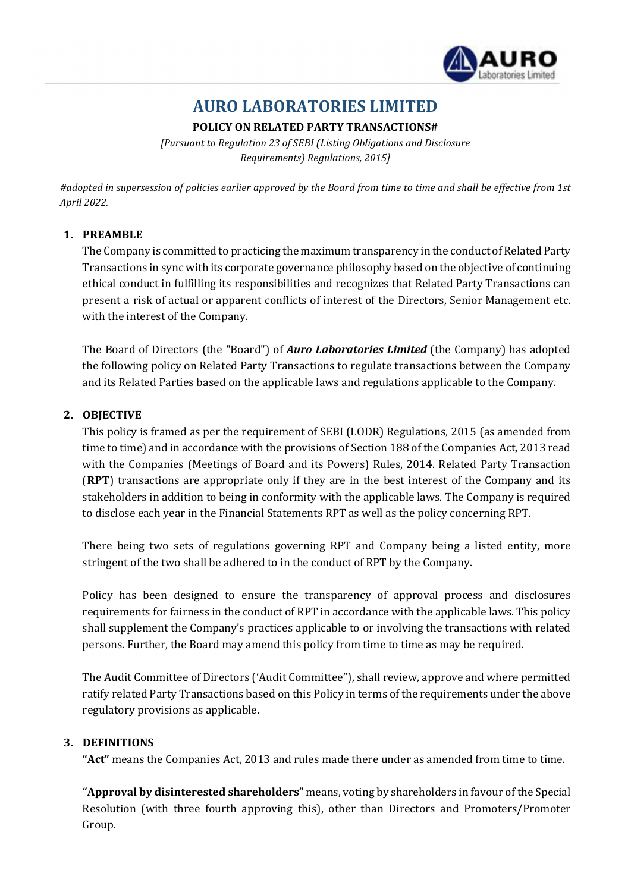# AURO LABORATORIES LIMITED

**POLICY ON RELATED PARTY TRANSACTIONS#**

*[Pursuant to Regulation 23 of SEBI (Listing Obligations and Disclosure Requirements) Regulations, 2015]*

*#adopted in supersession of policies earlier approved by the Board from time to time and shall be effective from 1st April 2022.*

## 1. PREAMBLE

The Company is committed to practicing the maximum transparency in the conduct of Related Party Transactions in sync with its corporate governance philosophy based on the objective of continuing ethical conduct in fulfilling its responsibilities and recognizes that Related Party Transactions can present a risk of actual or apparent conflicts of interest of the Directors, Senior Management etc. with the interest of the Company.

The Board of Directors (the "Board") of ***Auro Laboratories Limited*** (the Company) has adopted the following policy on Related Party Transactions to regulate transactions between the Company and its Related Parties based on the applicable laws and regulations applicable to the Company.

## 2. OBJECTIVE

This policy is framed as per the requirement of SEBI (LODR) Regulations, 2015 (as amended from time to time) and in accordance with the provisions of Section 188 of the Companies Act, 2013 read with the Companies (Meetings of Board and its Powers) Rules, 2014. Related Party Transaction (**RPT**) transactions are appropriate only if they are in the best interest of the Company and its stakeholders in addition to being in conformity with the applicable laws. The Company is required to disclose each year in the Financial Statements RPT as well as the policy concerning RPT.

There being two sets of regulations governing RPT and Company being a listed entity, more stringent of the two shall be adhered to in the conduct of RPT by the Company.

Policy has been designed to ensure the transparency of approval process and disclosures requirements for fairness in the conduct of RPT in accordance with the applicable laws. This policy shall supplement the Company's practices applicable to or involving the transactions with related persons. Further, the Board may amend this policy from time to time as may be required.

The Audit Committee of Directors ('Audit Committee"), shall review, approve and where permitted ratify related Party Transactions based on this Policy in terms of the requirements under the above regulatory provisions as applicable.

## 3. DEFINITIONS

**"Act"** means the Companies Act, 2013 and rules made there under as amended from time to time.

**"Approval by disinterested shareholders"** means, voting by shareholders in favour of the Special Resolution (with three fourth approving this), other than Directors and Promoters/Promoter Group.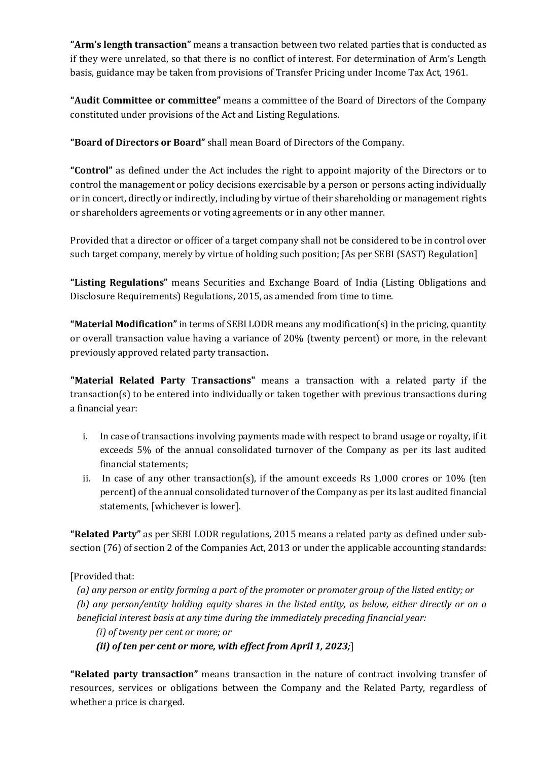**“Arm’s length transaction”** means a transaction between two related parties that is conducted as if they were unrelated, so that there is no conflict of interest. For determination of Arm’s Length basis, guidance may be taken from provisions of Transfer Pricing under Income Tax Act, 1961.

**“Audit Committee or committee”** means a committee of the Board of Directors of the Company constituted under provisions of the Act and Listing Regulations.

**“Board of Directors or Board”** shall mean Board of Directors of the Company.

**“Control”** as defined under the Act includes the right to appoint majority of the Directors or to control the management or policy decisions exercisable by a person or persons acting individually or in concert, directly or indirectly, including by virtue of their shareholding or management rights or shareholders agreements or voting agreements or in any other manner.

Provided that a director or officer of a target company shall not be considered to be in control over such target company, merely by virtue of holding such position; [As per SEBI (SAST) Regulation]

**“Listing Regulations”** means Securities and Exchange Board of India (Listing Obligations and Disclosure Requirements) Regulations, 2015, as amended from time to time.

**“Material Modification”** in terms of SEBI LODR means any modification(s) in the pricing, quantity or overall transaction value having a variance of 20% (twenty percent) or more, in the relevant previously approved related party transaction**.**

**"Material Related Party Transactions"** means a transaction with a related party if the transaction(s) to be entered into individually or taken together with previous transactions during a financial year:

i. In case of transactions involving payments made with respect to brand usage or royalty, if it exceeds 5% of the annual consolidated turnover of the Company as per its last audited financial statements;
ii. In case of any other transaction(s), if the amount exceeds Rs 1,000 crores or 10% (ten percent) of the annual consolidated turnover of the Company as per its last audited financial statements, [whichever is lower].

**“Related Party”** as per SEBI LODR regulations, 2015 means a related party as defined under sub-section (76) of section 2 of the Companies Act, 2013 or under the applicable accounting standards:

[Provided that:

*(a) any person or entity forming a part of the promoter or promoter group of the listed entity; or*
*(b) any person/entity holding equity shares in the listed entity, as below, either directly or on a beneficial interest basis at any time during the immediately preceding financial year:*

*(i) of twenty per cent or more; or*
***(ii) of ten per cent or more, with effect from April 1, 2023;***]

**“Related party transaction”** means transaction in the nature of contract involving transfer of resources, services or obligations between the Company and the Related Party, regardless of whether a price is charged.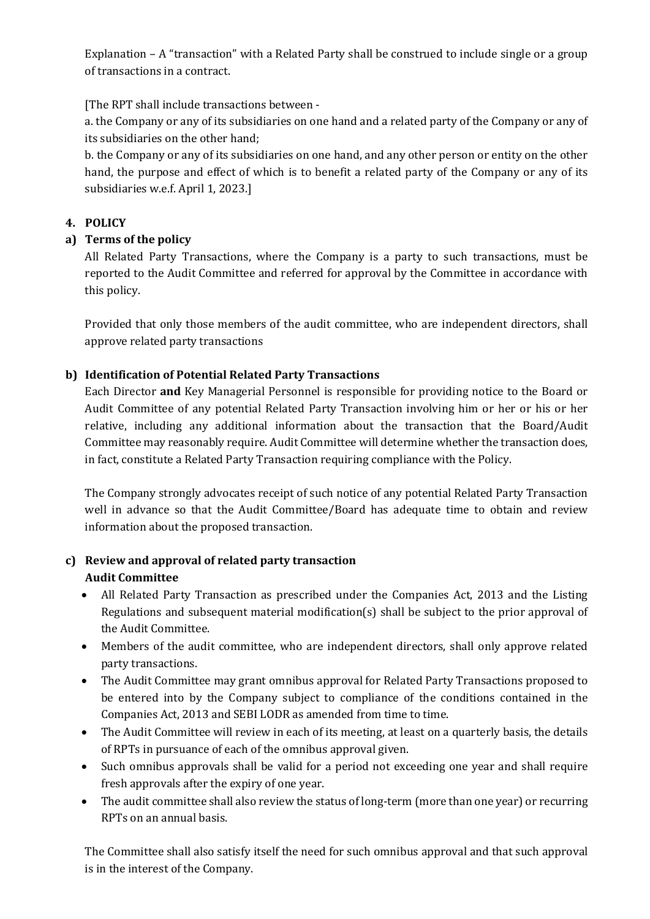Explanation – A "transaction" with a Related Party shall be construed to include single or a group of transactions in a contract.

[The RPT shall include transactions between -

a. the Company or any of its subsidiaries on one hand and a related party of the Company or any of its subsidiaries on the other hand;

b. the Company or any of its subsidiaries on one hand, and any other person or entity on the other hand, the purpose and effect of which is to benefit a related party of the Company or any of its subsidiaries w.e.f. April 1, 2023.]

## 4. POLICY

### a) Terms of the policy

All Related Party Transactions, where the Company is a party to such transactions, must be reported to the Audit Committee and referred for approval by the Committee in accordance with this policy.

Provided that only those members of the audit committee, who are independent directors, shall approve related party transactions

### b) Identification of Potential Related Party Transactions

Each Director **and** Key Managerial Personnel is responsible for providing notice to the Board or Audit Committee of any potential Related Party Transaction involving him or her or his or her relative, including any additional information about the transaction that the Board/Audit Committee may reasonably require. Audit Committee will determine whether the transaction does, in fact, constitute a Related Party Transaction requiring compliance with the Policy.

The Company strongly advocates receipt of such notice of any potential Related Party Transaction well in advance so that the Audit Committee/Board has adequate time to obtain and review information about the proposed transaction.

### c) Review and approval of related party transaction

**Audit Committee**

- All Related Party Transaction as prescribed under the Companies Act, 2013 and the Listing Regulations and subsequent material modification(s) shall be subject to the prior approval of the Audit Committee.
- Members of the audit committee, who are independent directors, shall only approve related party transactions.
- The Audit Committee may grant omnibus approval for Related Party Transactions proposed to be entered into by the Company subject to compliance of the conditions contained in the Companies Act, 2013 and SEBI LODR as amended from time to time.
- The Audit Committee will review in each of its meeting, at least on a quarterly basis, the details of RPTs in pursuance of each of the omnibus approval given.
- Such omnibus approvals shall be valid for a period not exceeding one year and shall require fresh approvals after the expiry of one year.
- The audit committee shall also review the status of long-term (more than one year) or recurring RPTs on an annual basis.

The Committee shall also satisfy itself the need for such omnibus approval and that such approval is in the interest of the Company.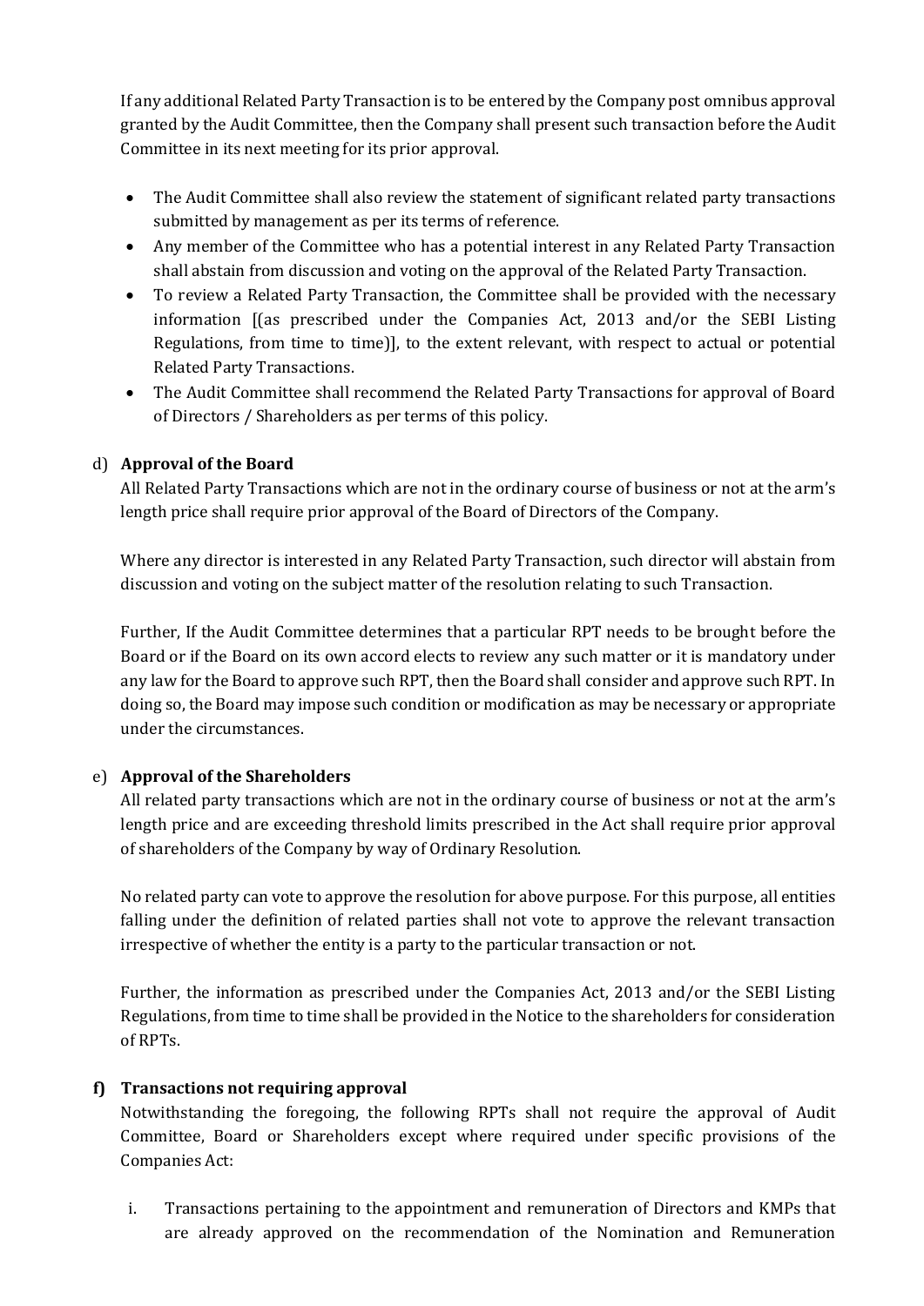If any additional Related Party Transaction is to be entered by the Company post omnibus approval granted by the Audit Committee, then the Company shall present such transaction before the Audit Committee in its next meeting for its prior approval.

- The Audit Committee shall also review the statement of significant related party transactions submitted by management as per its terms of reference.
- Any member of the Committee who has a potential interest in any Related Party Transaction shall abstain from discussion and voting on the approval of the Related Party Transaction.
- To review a Related Party Transaction, the Committee shall be provided with the necessary information [(as prescribed under the Companies Act, 2013 and/or the SEBI Listing Regulations, from time to time)], to the extent relevant, with respect to actual or potential Related Party Transactions.
- The Audit Committee shall recommend the Related Party Transactions for approval of Board of Directors / Shareholders as per terms of this policy.

d) **Approval of the Board**

All Related Party Transactions which are not in the ordinary course of business or not at the arm's length price shall require prior approval of the Board of Directors of the Company.

Where any director is interested in any Related Party Transaction, such director will abstain from discussion and voting on the subject matter of the resolution relating to such Transaction.

Further, If the Audit Committee determines that a particular RPT needs to be brought before the Board or if the Board on its own accord elects to review any such matter or it is mandatory under any law for the Board to approve such RPT, then the Board shall consider and approve such RPT. In doing so, the Board may impose such condition or modification as may be necessary or appropriate under the circumstances.

e) **Approval of the Shareholders**

All related party transactions which are not in the ordinary course of business or not at the arm's length price and are exceeding threshold limits prescribed in the Act shall require prior approval of shareholders of the Company by way of Ordinary Resolution.

No related party can vote to approve the resolution for above purpose. For this purpose, all entities falling under the definition of related parties shall not vote to approve the relevant transaction irrespective of whether the entity is a party to the particular transaction or not.

Further, the information as prescribed under the Companies Act, 2013 and/or the SEBI Listing Regulations, from time to time shall be provided in the Notice to the shareholders for consideration of RPTs.

**f) Transactions not requiring approval**

Notwithstanding the foregoing, the following RPTs shall not require the approval of Audit Committee, Board or Shareholders except where required under specific provisions of the Companies Act:

i. Transactions pertaining to the appointment and remuneration of Directors and KMPs that are already approved on the recommendation of the Nomination and Remuneration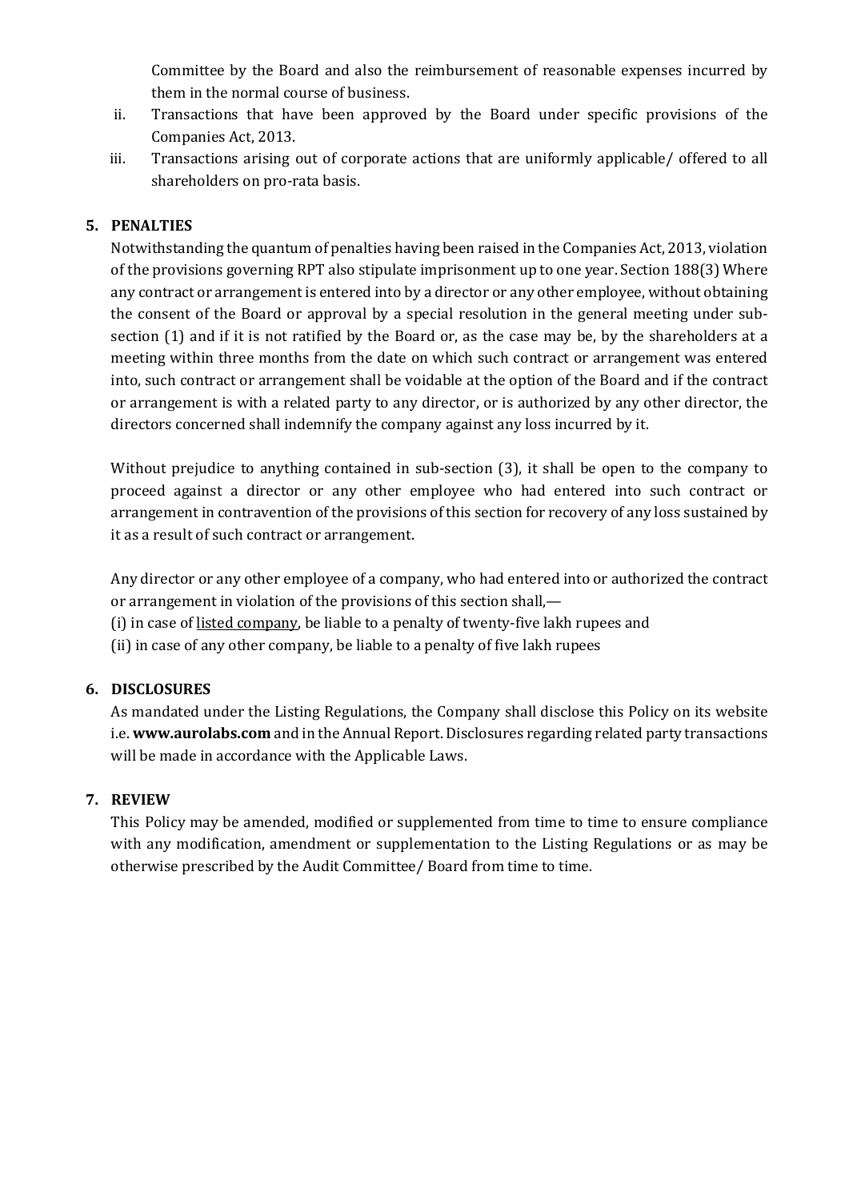Committee by the Board and also the reimbursement of reasonable expenses incurred by them in the normal course of business.

ii. Transactions that have been approved by the Board under specific provisions of the Companies Act, 2013.

iii. Transactions arising out of corporate actions that are uniformly applicable/ offered to all shareholders on pro-rata basis.

## 5. PENALTIES

Notwithstanding the quantum of penalties having been raised in the Companies Act, 2013, violation of the provisions governing RPT also stipulate imprisonment up to one year. Section 188(3) Where any contract or arrangement is entered into by a director or any other employee, without obtaining the consent of the Board or approval by a special resolution in the general meeting under sub-section (1) and if it is not ratified by the Board or, as the case may be, by the shareholders at a meeting within three months from the date on which such contract or arrangement was entered into, such contract or arrangement shall be voidable at the option of the Board and if the contract or arrangement is with a related party to any director, or is authorized by any other director, the directors concerned shall indemnify the company against any loss incurred by it.

Without prejudice to anything contained in sub-section (3), it shall be open to the company to proceed against a director or any other employee who had entered into such contract or arrangement in contravention of the provisions of this section for recovery of any loss sustained by it as a result of such contract or arrangement.

Any director or any other employee of a company, who had entered into or authorized the contract or arrangement in violation of the provisions of this section shall,—

(i) in case of listed company, be liable to a penalty of twenty-five lakh rupees and

(ii) in case of any other company, be liable to a penalty of five lakh rupees

## 6. DISCLOSURES

As mandated under the Listing Regulations, the Company shall disclose this Policy on its website i.e. **www.aurolabs.com** and in the Annual Report. Disclosures regarding related party transactions will be made in accordance with the Applicable Laws.

## 7. REVIEW

This Policy may be amended, modified or supplemented from time to time to ensure compliance with any modification, amendment or supplementation to the Listing Regulations or as may be otherwise prescribed by the Audit Committee/ Board from time to time.